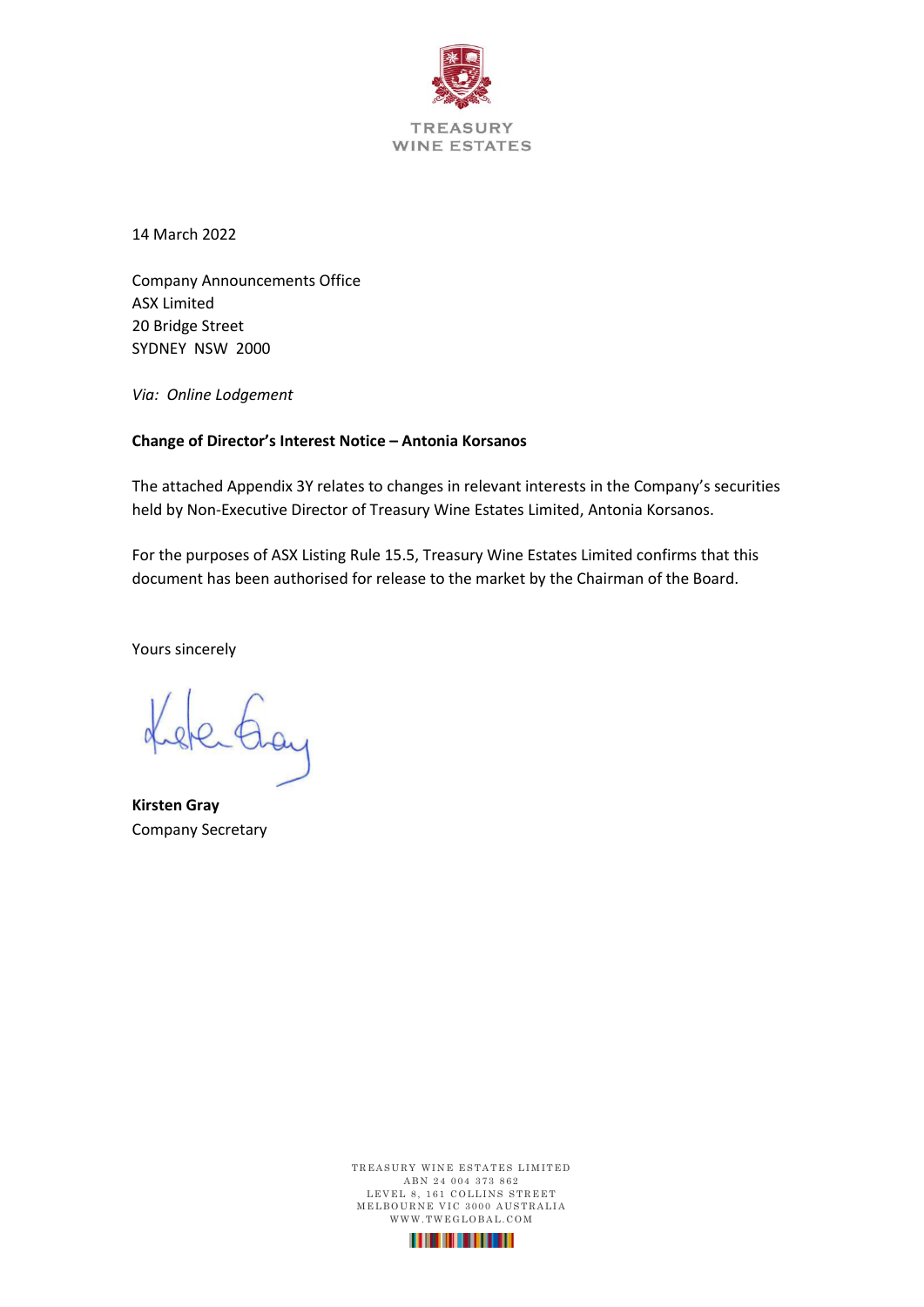TREASURY
WINE ESTATES

14 March 2022

Company Announcements Office
ASX Limited
20 Bridge Street
SYDNEY NSW 2000

*Via: Online Lodgement*

**Change of Director's Interest Notice – Antonia Korsanos**

The attached Appendix 3Y relates to changes in relevant interests in the Company's securities held by Non-Executive Director of Treasury Wine Estates Limited, Antonia Korsanos.

For the purposes of ASX Listing Rule 15.5, Treasury Wine Estates Limited confirms that this document has been authorised for release to the market by the Chairman of the Board.

Yours sincerely

**Kirsten Gray**
Company Secretary

TREASURY WINE ESTATES LIMITED
ABN 24 004 373 862
LEVEL 8, 161 COLLINS STREET
MELBOURNE VIC 3000 AUSTRALIA
WWW.TWEGLOBAL.COM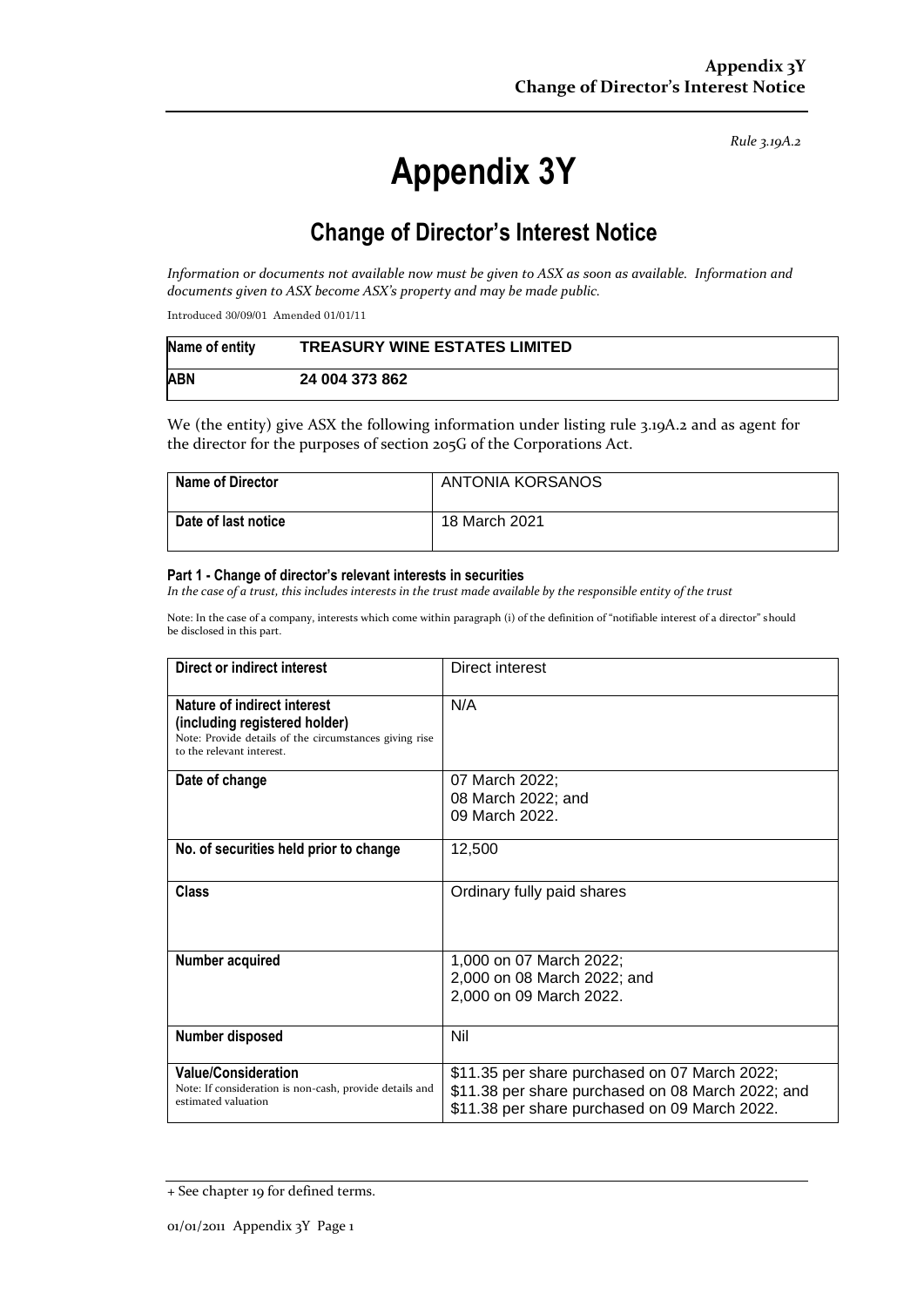*Rule 3.19A.2*

# Appendix 3Y

## Change of Director's Interest Notice

*Information or documents not available now must be given to ASX as soon as available. Information and documents given to ASX become ASX's property and may be made public.*

Introduced 30/09/01 Amended 01/01/11

| Name of entity | TREASURY WINE ESTATES LIMITED |
|---|---|
| ABN | 24 004 373 862 |

We (the entity) give ASX the following information under listing rule 3.19A.2 and as agent for the director for the purposes of section 205G of the Corporations Act.

| Name of Director | ANTONIA KORSANOS |
|---|---|
| Date of last notice | 18 March 2021 |

#### Part 1 - Change of director's relevant interests in securities

*In the case of a trust, this includes interests in the trust made available by the responsible entity of the trust*

Note: In the case of a company, interests which come within paragraph (i) of the definition of "notifiable interest of a director" should be disclosed in this part.

| Direct or indirect interest | Direct interest |
|---|---|
| **Nature of indirect interest (including registered holder)**<br>Note: Provide details of the circumstances giving rise to the relevant interest. | N/A |
| **Date of change** | 07 March 2022;<br>08 March 2022; and<br>09 March 2022. |
| **No. of securities held prior to change** | 12,500 |
| **Class** | Ordinary fully paid shares |
| **Number acquired** | 1,000 on 07 March 2022;<br>2,000 on 08 March 2022; and<br>2,000 on 09 March 2022. |
| **Number disposed** | Nil |
| **Value/Consideration**<br>Note: If consideration is non-cash, provide details and estimated valuation | \$11.35 per share purchased on 07 March 2022;<br>\$11.38 per share purchased on 08 March 2022; and<br>\$11.38 per share purchased on 09 March 2022. |

+ See chapter 19 for defined terms.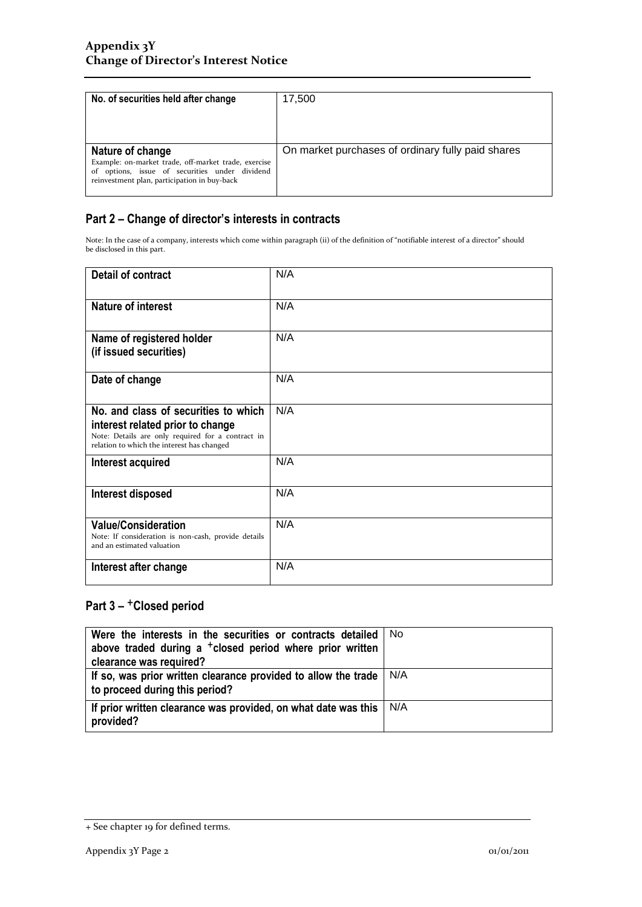| | |
|---|---|
| **No. of securities held after change** | 17,500 |
| **Nature of change**<br>Example: on-market trade, off-market trade, exercise of options, issue of securities under dividend reinvestment plan, participation in buy-back | On market purchases of ordinary fully paid shares |

## Part 2 – Change of director's interests in contracts

Note: In the case of a company, interests which come within paragraph (ii) of the definition of "notifiable interest of a director" should be disclosed in this part.

| | |
|---|---|
| **Detail of contract** | N/A |
| **Nature of interest** | N/A |
| **Name of registered holder (if issued securities)** | N/A |
| **Date of change** | N/A |
| **No. and class of securities to which interest related prior to change**<br>Note: Details are only required for a contract in relation to which the interest has changed | N/A |
| **Interest acquired** | N/A |
| **Interest disposed** | N/A |
| **Value/Consideration**<br>Note: If consideration is non-cash, provide details and an estimated valuation | N/A |
| **Interest after change** | N/A |

## Part 3 – +Closed period

| | |
|---|---|
| **Were the interests in the securities or contracts detailed above traded during a +closed period where prior written clearance was required?** | No |
| **If so, was prior written clearance provided to allow the trade to proceed during this period?** | N/A |
| **If prior written clearance was provided, on what date was this provided?** | N/A |

+ See chapter 19 for defined terms.